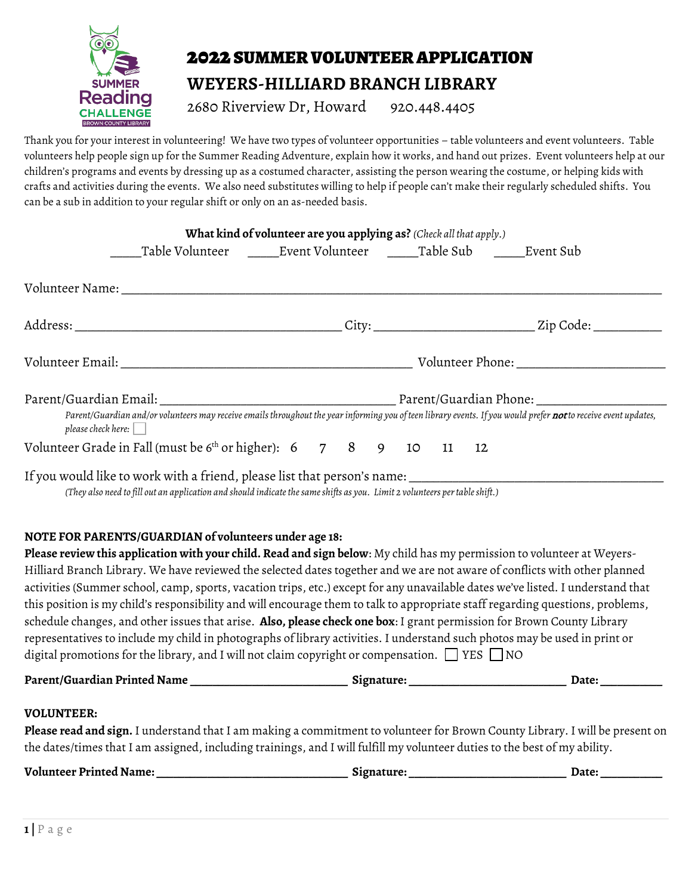# 2022 SUMMER VOLUNTEER APPLICATION

## WEYERS-HILLIARD BRANCH LIBRARY

2680 Riverview Dr, Howard     920.448.4405

Thank you for your interest in volunteering! We have two types of volunteer opportunities – table volunteers and event volunteers. Table volunteers help people sign up for the Summer Reading Adventure, explain how it works, and hand out prizes. Event volunteers help at our children's programs and events by dressing up as a costumed character, assisting the person wearing the costume, or helping kids with crafts and activities during the events. We also need substitutes willing to help if people can't make their regularly scheduled shifts. You can be a sub in addition to your regular shift or only on an as-needed basis.

**What kind of volunteer are you applying as?** *(Check all that apply.)*

_____Table Volunteer     _____Event Volunteer     _____Table Sub     _____Event Sub

Volunteer Name: ___________________________________________________________________________

Address: ________________________________________ City: ________________________ Zip Code: __________

Volunteer Email: ____________________________________________ Volunteer Phone: ______________________

Parent/Guardian Email: __________________________________ Parent/Guardian Phone: ___________________

*Parent/Guardian and/or volunteers may receive emails throughout the year informing you of teen library events. If you would prefer **not** to receive event updates, please check here:* ☐

Volunteer Grade in Fall (must be 6th or higher):  6   7   8   9   10   11   12

If you would like to work with a friend, please list that person's name: _______________________________________

*(They also need to fill out an application and should indicate the same shifts as you. Limit 2 volunteers per table shift.)*

**NOTE FOR PARENTS/GUARDIAN of volunteers under age 18:**

**Please review this application with your child. Read and sign below**: My child has my permission to volunteer at Weyers-Hilliard Branch Library. We have reviewed the selected dates together and we are not aware of conflicts with other planned activities (Summer school, camp, sports, vacation trips, etc.) except for any unavailable dates we've listed. I understand that this position is my child's responsibility and will encourage them to talk to appropriate staff regarding questions, problems, schedule changes, and other issues that arise. **Also, please check one box**: I grant permission for Brown County Library representatives to include my child in photographs of library activities. I understand such photos may be used in print or digital promotions for the library, and I will not claim copyright or compensation. ☐ YES ☐ NO

**Parent/Guardian Printed Name** _________________________ **Signature:** _________________________ **Date:** __________

**VOLUNTEER:**

**Please read and sign.** I understand that I am making a commitment to volunteer for Brown County Library. I will be present on the dates/times that I am assigned, including trainings, and I will fulfill my volunteer duties to the best of my ability.

**Volunteer Printed Name:** ______________________________ **Signature:** _________________________ **Date:** __________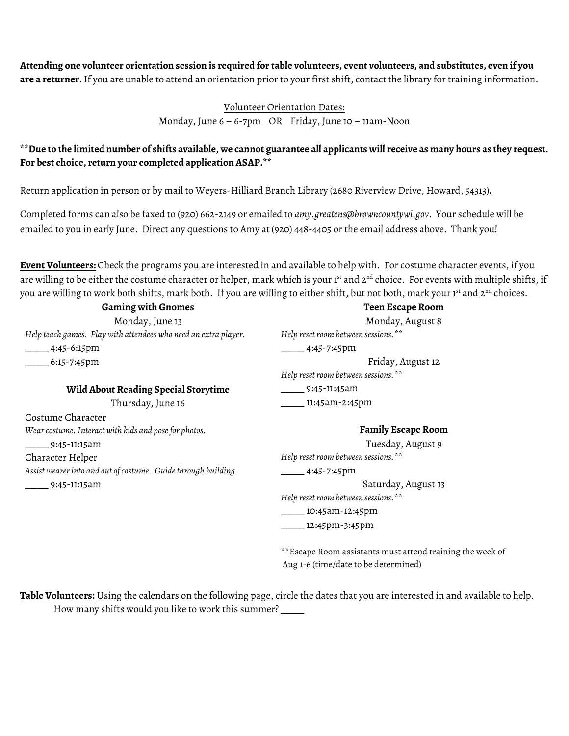**Attending one volunteer orientation session is <u>required</u> for table volunteers, event volunteers, and substitutes, even if you are a returner.** If you are unable to attend an orientation prior to your first shift, contact the library for training information.

<u>Volunteer Orientation Dates:</u>
Monday, June 6 – 6-7pm OR Friday, June 10 – 11am-Noon

****Due to the limited number of shifts available, we cannot guarantee all applicants will receive as many hours as they request. For best choice, return your completed application ASAP.****

<u>Return application in person or by mail to Weyers-Hilliard Branch Library (2680 Riverview Drive, Howard, 54313)</u>**.**

Completed forms can also be faxed to (920) 662-2149 or emailed to *amy.greatens@browncountywi.gov*. Your schedule will be emailed to you in early June. Direct any questions to Amy at (920) 448-4405 or the email address above. Thank you!

**<u>Event Volunteers:</u>** Check the programs you are interested in and available to help with. For costume character events, if you are willing to be either the costume character or helper, mark which is your 1st and 2nd choice. For events with multiple shifts, if you are willing to work both shifts, mark both. If you are willing to either shift, but not both, mark your 1st and 2nd choices.

**Gaming with Gnomes**

Monday, June 13

*Help teach games. Play with attendees who need an extra player.*

_____ 4:45-6:15pm

_____ 6:15-7:45pm

**Wild About Reading Special Storytime**

Thursday, June 16

Costume Character

*Wear costume. Interact with kids and pose for photos.*

_____ 9:45-11:15am

Character Helper

*Assist wearer into and out of costume. Guide through building.*

_____ 9:45-11:15am

**Teen Escape Room**

Monday, August 8

*Help reset room between sessions.***

_____ 4:45-7:45pm

Friday, August 12

*Help reset room between sessions.***

_____ 9:45-11:45am

_____ 11:45am-2:45pm

**Family Escape Room**

Tuesday, August 9

*Help reset room between sessions.***

_____ 4:45-7:45pm

Saturday, August 13

*Help reset room between sessions.***

_____ 10:45am-12:45pm

_____ 12:45pm-3:45pm

**Escape Room assistants must attend training the week of Aug 1-6 (time/date to be determined)

**<u>Table Volunteers:</u>** Using the calendars on the following page, circle the dates that you are interested in and available to help.

How many shifts would you like to work this summer? _____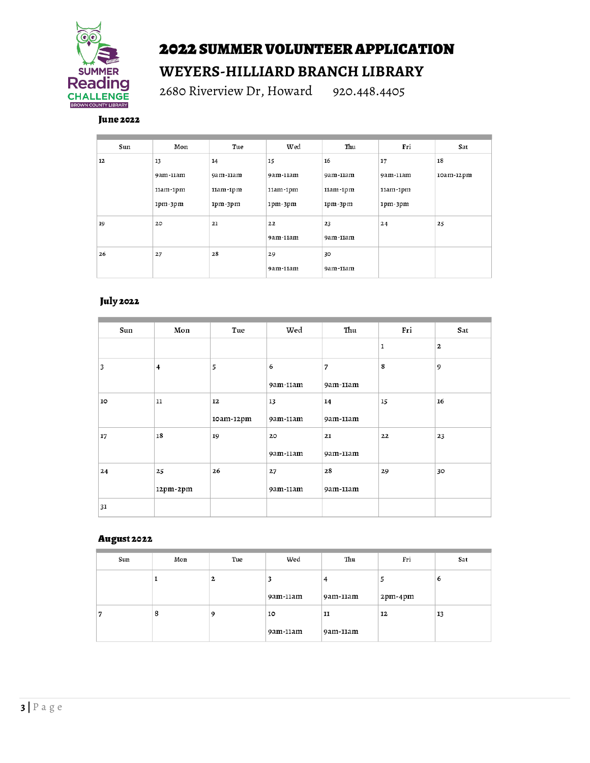# 2022 SUMMER VOLUNTEER APPLICATION

## WEYERS-HILLIARD BRANCH LIBRARY

2680 Riverview Dr, Howard 920.448.4405

### June 2022

| Sun | Mon | Tue | Wed | Thu | Fri | Sat |
|---|---|---|---|---|---|---|
| 12 | 13<br>9am-11am<br>11am-1pm<br>1pm-3pm | 14<br>9am-11am<br>11am-1pm<br>1pm-3pm | 15<br>9am-11am<br>11am-1pm<br>1pm-3pm | 16<br>9am-11am<br>11am-1pm<br>1pm-3pm | 17<br>9am-11am<br>11am-1pm<br>1pm-3pm | 18<br>10am-12pm |
| 19 | 20 | 21 | 22<br>9am-11am | 23<br>9am-11am | 24 | 25 |
| 26 | 27 | 28 | 29<br>9am-11am | 30<br>9am-11am | | |

### July 2022

| Sun | Mon | Tue | Wed | Thu | Fri | Sat |
|---|---|---|---|---|---|---|
| | | | | | 1 | 2 |
| 3 | 4 | 5 | 6<br>9am-11am | 7<br>9am-11am | 8 | 9 |
| 10 | 11 | 12<br>10am-12pm | 13<br>9am-11am | 14<br>9am-11am | 15 | 16 |
| 17 | 18 | 19 | 20<br>9am-11am | 21<br>9am-11am | 22 | 23 |
| 24 | 25<br>12pm-2pm | 26 | 27<br>9am-11am | 28<br>9am-11am | 29 | 30 |
| 31 | | | | | | |

### August 2022

| Sun | Mon | Tue | Wed | Thu | Fri | Sat |
|---|---|---|---|---|---|---|
| | 1 | 2 | 3<br>9am-11am | 4<br>9am-11am | 5<br>2pm-4pm | 6 |
| 7 | 8 | 9 | 10<br>9am-11am | 11<br>9am-11am | 12 | 13 |